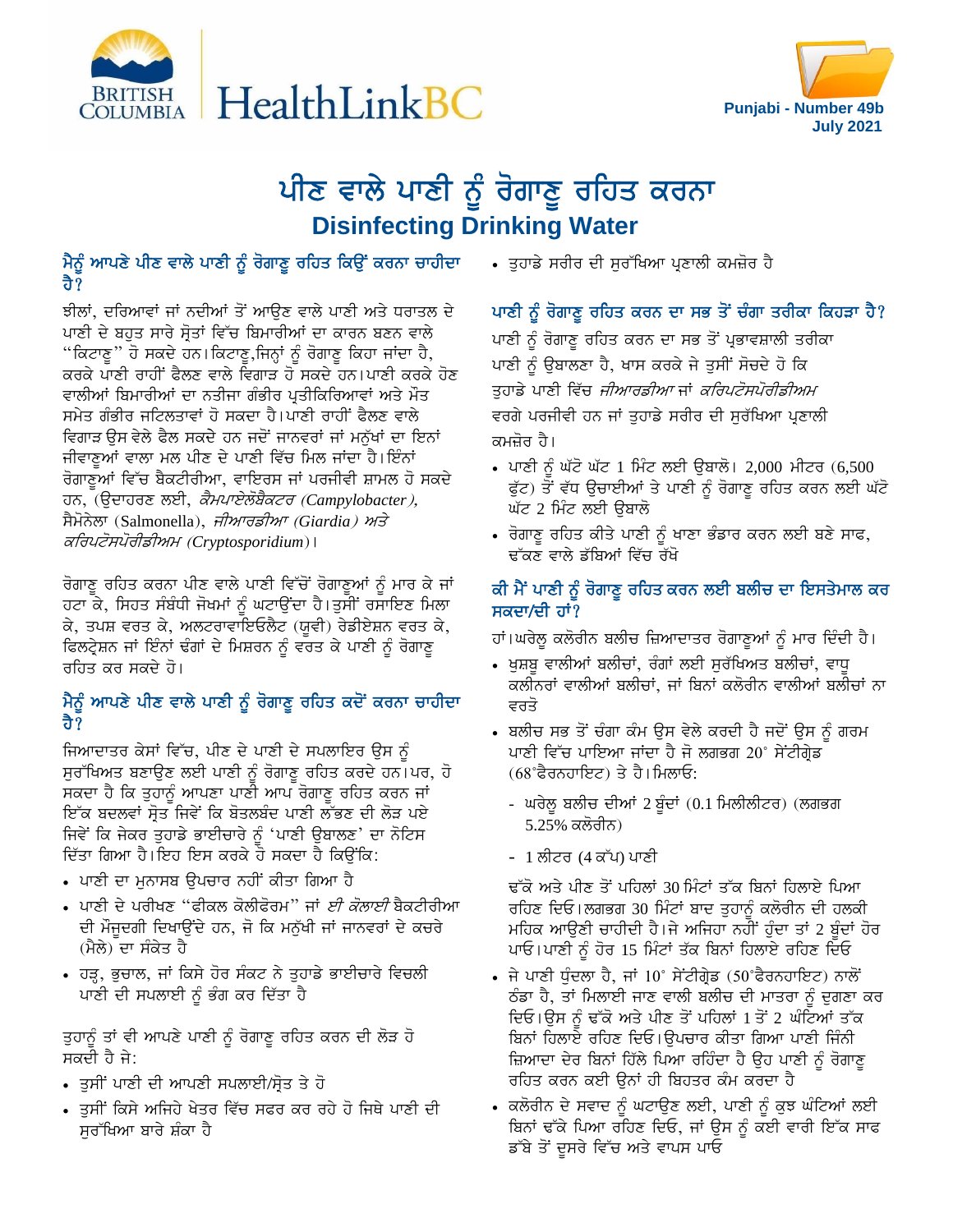Punjabi - Number 49b
July 2021

# ਪੀਣ ਵਾਲੇ ਪਾਣੀ ਨੂੰ ਰੋਗਾਣੂ ਰਹਿਤ ਕਰਨਾ
# Disinfecting Drinking Water

## ਮੈਨੂੰ ਆਪਣੇ ਪੀਣ ਵਾਲੇ ਪਾਣੀ ਨੂੰ ਰੋਗਾਣੂ ਰਹਿਤ ਕਿਉਂ ਕਰਨਾ ਚਾਹੀਦਾ ਹੈ?

ਝੀਲਾਂ, ਦਰਿਆਵਾਂ ਜਾਂ ਨਦੀਆਂ ਤੋਂ ਆਉਣ ਵਾਲੇ ਪਾਣੀ ਅਤੇ ਧਰਾਤਲ ਦੇ ਪਾਣੀ ਦੇ ਬਹੁਤ ਸਾਰੇ ਸ੍ਰੋਤਾਂ ਵਿੱਚ ਬਿਮਾਰੀਆਂ ਦਾ ਕਾਰਨ ਬਣਨ ਵਾਲੇ "ਕਿਟਾਣੂ" ਹੋ ਸਕਦੇ ਹਨ। ਕਿਟਾਣੂ,ਜਿਨ੍ਹਾਂ ਨੂੰ ਰੋਗਾਣੂ ਕਿਹਾ ਜਾਂਦਾ ਹੈ, ਕਰਕੇ ਪਾਣੀ ਰਾਹੀਂ ਫੈਲਣ ਵਾਲੇ ਵਿਗਾੜ ਹੋ ਸਕਦੇ ਹਨ। ਪਾਣੀ ਕਰਕੇ ਹੋਣ ਵਾਲੀਆਂ ਬਿਮਾਰੀਆਂ ਦਾ ਨਤੀਜਾ ਗੰਭੀਰ ਪ੍ਰਤੀਕਿਰਿਆਵਾਂ ਅਤੇ ਮੌਤ ਸਮੇਤ ਗੰਭੀਰ ਜਟਿਲਤਾਵਾਂ ਹੋ ਸਕਦਾ ਹੈ। ਪਾਣੀ ਰਾਹੀਂ ਫੈਲਣ ਵਾਲੇ ਵਿਗਾੜ ਉਸ ਵੇਲੇ ਫੈਲ ਸਕਦੇ ਹਨ ਜਦੋਂ ਜਾਨਵਰਾਂ ਜਾਂ ਮਨੁੱਖਾਂ ਦਾ ਇਨਾਂ ਜੀਵਾਣੂਆਂ ਵਾਲਾ ਮਲ ਪੀਣ ਦੇ ਪਾਣੀ ਵਿੱਚ ਮਿਲ ਜਾਂਦਾ ਹੈ। ਇੰਨਾਂ ਰੋਗਾਣੂਆਂ ਵਿੱਚ ਬੈਕਟੀਰੀਆ, ਵਾਇਰਸ ਜਾਂ ਪਰਜੀਵੀ ਸ਼ਾਮਲ ਹੋ ਸਕਦੇ ਹਨ, (ਉਦਾਹਰਣ ਲਈ, *ਕੈਮਪਾਇਲੋਬੈਕਟਰ (Campylobacter),* ਸੈਮੋਨੇਲਾ (Salmonella), *ਜੀਆਰਡੀਆ (Giardia) ਅਤੇ ਕਰਿਪਟੋਸਪੋਰੀਡੀਅਮ (Cryptosporidium)*।

ਰੋਗਾਣੂ ਰਹਿਤ ਕਰਨਾ ਪੀਣ ਵਾਲੇ ਪਾਣੀ ਵਿੱਚੋਂ ਰੋਗਾਣੂਆਂ ਨੂੰ ਮਾਰ ਕੇ ਜਾਂ ਹਟਾ ਕੇ, ਸਿਹਤ ਸੰਬੰਧੀ ਜੋਖਮਾਂ ਨੂੰ ਘਟਾਉਂਦਾ ਹੈ। ਤੁਸੀਂ ਰਸਾਇਣ ਮਿਲਾ ਕੇ, ਤਪਸ਼ ਵਰਤ ਕੇ, ਅਲਟਰਾਵਾਇਓਲੈਟ (ਯੂਵੀ) ਰੇਡੀਏਸ਼ਨ ਵਰਤ ਕੇ, ਫਿਲਟ੍ਰੇਸ਼ਨ ਜਾਂ ਇੰਨਾਂ ਢੰਗਾਂ ਦੇ ਮਿਸ਼ਰਨ ਨੂੰ ਵਰਤ ਕੇ ਪਾਣੀ ਨੂੰ ਰੋਗਾਣੂ ਰਹਿਤ ਕਰ ਸਕਦੇ ਹੋ।

## ਮੈਨੂੰ ਆਪਣੇ ਪੀਣ ਵਾਲੇ ਪਾਣੀ ਨੂੰ ਰੋਗਾਣੂ ਰਹਿਤ ਕਦੋਂ ਕਰਨਾ ਚਾਹੀਦਾ ਹੈ?

ਜ਼ਿਆਦਾਤਰ ਕੇਸਾਂ ਵਿੱਚ, ਪੀਣ ਦੇ ਪਾਣੀ ਦੇ ਸਪਲਾਇਰ ਉਸ ਨੂੰ ਸੁਰੱਖਿਅਤ ਬਣਾਉਣ ਲਈ ਪਾਣੀ ਨੂੰ ਰੋਗਾਣੂ ਰਹਿਤ ਕਰਦੇ ਹਨ। ਪਰ, ਹੋ ਸਕਦਾ ਹੈ ਕਿ ਤੁਹਾਨੂੰ ਆਪਣਾ ਪਾਣੀ ਆਪ ਰੋਗਾਣੂ ਰਹਿਤ ਕਰਨ ਜਾਂ ਇੱਕ ਬਦਲਵਾਂ ਸ੍ਰੋਤ ਜਿਵੇਂ ਕਿ ਬੋਤਲਬੰਦ ਪਾਣੀ ਲੱਭਣ ਦੀ ਲੋੜ ਪਏ ਜਿਵੇਂ ਕਿ ਜੇਕਰ ਤੁਹਾਡੇ ਭਾਈਚਾਰੇ ਨੂੰ 'ਪਾਣੀ ਉਬਾਲਣ' ਦਾ ਨੋਟਿਸ ਦਿੱਤਾ ਗਿਆ ਹੈ। ਇਹ ਇਸ ਕਰਕੇ ਹੋ ਸਕਦਾ ਹੈ ਕਿਉਂਕਿ:

- ਪਾਣੀ ਦਾ ਮੁਨਾਸਬ ਉਪਚਾਰ ਨਹੀਂ ਕੀਤਾ ਗਿਆ ਹੈ
- ਪਾਣੀ ਦੇ ਪਰੀਖਣ "ਫੀਕਲ ਕੋਲੀਫੋਰਮ" ਜਾਂ *ਈ ਕੋਲਾਈ* ਬੈਕਟੀਰੀਆ ਦੀ ਮੌਜੂਦਗੀ ਦਿਖਾਉਂਦੇ ਹਨ, ਜੋ ਕਿ ਮਨੁੱਖੀ ਜਾਂ ਜਾਨਵਰਾਂ ਦੇ ਕਚਰੇ (ਮੈਲੇ) ਦਾ ਸੰਕੇਤ ਹੈ
- ਹੜ੍ਹ, ਭੁਚਾਲ, ਜਾਂ ਕਿਸੇ ਹੋਰ ਸੰਕਟ ਨੇ ਤੁਹਾਡੇ ਭਾਈਚਾਰੇ ਵਿਚਲੀ ਪਾਣੀ ਦੀ ਸਪਲਾਈ ਨੂੰ ਭੰਗ ਕਰ ਦਿੱਤਾ ਹੈ

ਤੁਹਾਨੂੰ ਤਾਂ ਵੀ ਆਪਣੇ ਪਾਣੀ ਨੂੰ ਰੋਗਾਣੂ ਰਹਿਤ ਕਰਨ ਦੀ ਲੋੜ ਹੋ ਸਕਦੀ ਹੈ ਜੇ:

- ਤੁਸੀਂ ਪਾਣੀ ਦੀ ਆਪਣੀ ਸਪਲਾਈ/ਸ੍ਰੋਤ ਤੇ ਹੋ
- ਤੁਸੀਂ ਕਿਸੇ ਅਜਿਹੇ ਖੇਤਰ ਵਿੱਚ ਸਫਰ ਕਰ ਰਹੇ ਹੋ ਜਿਥੇ ਪਾਣੀ ਦੀ ਸੁਰੱਖਿਆ ਬਾਰੇ ਸ਼ੰਕਾ ਹੈ
- ਤੁਹਾਡੇ ਸਰੀਰ ਦੀ ਸੁਰੱਖਿਆ ਪ੍ਰਣਾਲੀ ਕਮਜ਼ੋਰ ਹੈ

## ਪਾਣੀ ਨੂੰ ਰੋਗਾਣੂ ਰਹਿਤ ਕਰਨ ਦਾ ਸਭ ਤੋਂ ਚੰਗਾ ਤਰੀਕਾ ਕਿਹੜਾ ਹੈ?

ਪਾਣੀ ਨੂੰ ਰੋਗਾਣੂ ਰਹਿਤ ਕਰਨ ਦਾ ਸਭ ਤੋਂ ਪ੍ਰਭਾਵਸ਼ਾਲੀ ਤਰੀਕਾ ਪਾਣੀ ਨੂੰ ਉਬਾਲਣਾ ਹੈ, ਖਾਸ ਕਰਕੇ ਜੇ ਤੁਸੀਂ ਸੋਚਦੇ ਹੋ ਕਿ ਤੁਹਾਡੇ ਪਾਣੀ ਵਿੱਚ *ਜੀਆਰਡੀਆ* ਜਾਂ *ਕਰਿਪਟੋਸਪੋਰੀਡੀਅਮ* ਵਰਗੇ ਪਰਜੀਵੀ ਹਨ ਜਾਂ ਤੁਹਾਡੇ ਸਰੀਰ ਦੀ ਸੁਰੱਖਿਆ ਪ੍ਰਣਾਲੀ ਕਮਜ਼ੋਰ ਹੈ।

- ਪਾਣੀ ਨੂੰ ਘੱਟੋ ਘੱਟ 1 ਮਿੰਟ ਲਈ ਉਬਾਲੋ। 2,000 ਮੀਟਰ (6,500 ਫੁੱਟ) ਤੋਂ ਵੱਧ ਉਚਾਈਆਂ ਤੇ ਪਾਣੀ ਨੂੰ ਰੋਗਾਣੂ ਰਹਿਤ ਕਰਨ ਲਈ ਘੱਟੋ ਘੱਟ 2 ਮਿੰਟ ਲਈ ਉਬਾਲੋ
- ਰੋਗਾਣੂ ਰਹਿਤ ਕੀਤੇ ਪਾਣੀ ਨੂੰ ਖਾਣਾ ਭੰਡਾਰ ਕਰਨ ਲਈ ਬਣੇ ਸਾਫ, ਢੱਕਣ ਵਾਲੇ ਡੱਬਿਆਂ ਵਿੱਚ ਰੱਖੋ

## ਕੀ ਮੈਂ ਪਾਣੀ ਨੂੰ ਰੋਗਾਣੂ ਰਹਿਤ ਕਰਨ ਲਈ ਬਲੀਚ ਦਾ ਇਸਤੇਮਾਲ ਕਰ ਸਕਦਾ/ਦੀ ਹਾਂ?

ਹਾਂ। ਘਰੇਲੂ ਕਲੋਰੀਨ ਬਲੀਚ ਜ਼ਿਆਦਾਤਰ ਰੋਗਾਣੂਆਂ ਨੂੰ ਮਾਰ ਦਿੰਦੀ ਹੈ।

- ਖੁਸ਼ਬੂ ਵਾਲੀਆਂ ਬਲੀਚਾਂ, ਰੰਗਾਂ ਲਈ ਸੁਰੱਖਿਅਤ ਬਲੀਚਾਂ, ਵਾਧੂ ਕਲੀਨਰਾਂ ਵਾਲੀਆਂ ਬਲੀਚਾਂ, ਜਾਂ ਬਿਨਾਂ ਕਲੋਰੀਨ ਵਾਲੀਆਂ ਬਲੀਚਾਂ ਨਾ ਵਰਤੋ
- ਬਲੀਚ ਸਭ ਤੋਂ ਚੰਗਾ ਕੰਮ ਉਸ ਵੇਲੇ ਕਰਦੀ ਹੈ ਜਦੋਂ ਉਸ ਨੂੰ ਗਰਮ ਪਾਣੀ ਵਿੱਚ ਪਾਇਆ ਜਾਂਦਾ ਹੈ ਜੋ ਲਗਭਗ 20° ਸੇਂਟੀਗ੍ਰੇਡ (68°ਫੈਰਨਹਾਇਟ) ਤੇ ਹੈ। ਮਿਲਾਓ:
  - ਘਰੇਲੂ ਬਲੀਚ ਦੀਆਂ 2 ਬੂੰਦਾਂ (0.1 ਮਿਲੀਲੀਟਰ) (ਲਗਭਗ 5.25% ਕਲੋਰੀਨ)
  - 1 ਲੀਟਰ (4 ਕੱਪ) ਪਾਣੀ

  ਢੱਕੋ ਅਤੇ ਪੀਣ ਤੋਂ ਪਹਿਲਾਂ 30 ਮਿੰਟਾਂ ਤੱਕ ਬਿਨਾਂ ਹਿਲਾਏ ਪਿਆ ਰਹਿਣ ਦਿਓ। ਲਗਭਗ 30 ਮਿੰਟਾਂ ਬਾਦ ਤੁਹਾਨੂੰ ਕਲੋਰੀਨ ਦੀ ਹਲਕੀ ਮਹਿਕ ਆਉਣੀ ਚਾਹੀਦੀ ਹੈ। ਜੇ ਅਜਿਹਾ ਨਹੀਂ ਹੁੰਦਾ ਤਾਂ 2 ਬੂੰਦਾਂ ਹੋਰ ਪਾਓ। ਪਾਣੀ ਨੂੰ ਹੋਰ 15 ਮਿੰਟਾਂ ਤੱਕ ਬਿਨਾਂ ਹਿਲਾਏ ਰਹਿਣ ਦਿਓ
- ਜੇ ਪਾਣੀ ਧੁੰਦਲਾ ਹੈ, ਜਾਂ 10° ਸੇਂਟੀਗ੍ਰੇਡ (50°ਫੈਰਨਹਾਇਟ) ਨਾਲੋਂ ਠੰਡਾ ਹੈ, ਤਾਂ ਮਿਲਾਈ ਜਾਣ ਵਾਲੀ ਬਲੀਚ ਦੀ ਮਾਤਰਾ ਨੂੰ ਦੁਗਣਾ ਕਰ ਦਿਓ। ਉਸ ਨੂੰ ਢੱਕੋ ਅਤੇ ਪੀਣ ਤੋਂ ਪਹਿਲਾਂ 1 ਤੋਂ 2 ਘੰਟਿਆਂ ਤੱਕ ਬਿਨਾਂ ਹਿਲਾਏ ਰਹਿਣ ਦਿਓ। ਉਪਚਾਰ ਕੀਤਾ ਗਿਆ ਪਾਣੀ ਜਿੰਨੀ ਜ਼ਿਆਦਾ ਦੇਰ ਬਿਨਾਂ ਹਿੱਲੇ ਪਿਆ ਰਹਿੰਦਾ ਹੈ ਉਹ ਪਾਣੀ ਨੂੰ ਰੋਗਾਣੂ ਰਹਿਤ ਕਰਨ ਲਈ ਉਨਾਂ ਹੀ ਬਿਹਤਰ ਕੰਮ ਕਰਦਾ ਹੈ
- ਕਲੋਰੀਨ ਦੇ ਸਵਾਦ ਨੂੰ ਘਟਾਉਣ ਲਈ, ਪਾਣੀ ਨੂੰ ਕੁਝ ਘੰਟਿਆਂ ਲਈ ਬਿਨਾਂ ਢੱਕੇ ਪਿਆ ਰਹਿਣ ਦਿਓ, ਜਾਂ ਉਸ ਨੂੰ ਕਈ ਵਾਰੀ ਇੱਕ ਸਾਫ ਡੱਬੇ ਤੋਂ ਦੂਸਰੇ ਵਿੱਚ ਅਤੇ ਵਾਪਸ ਪਾਓ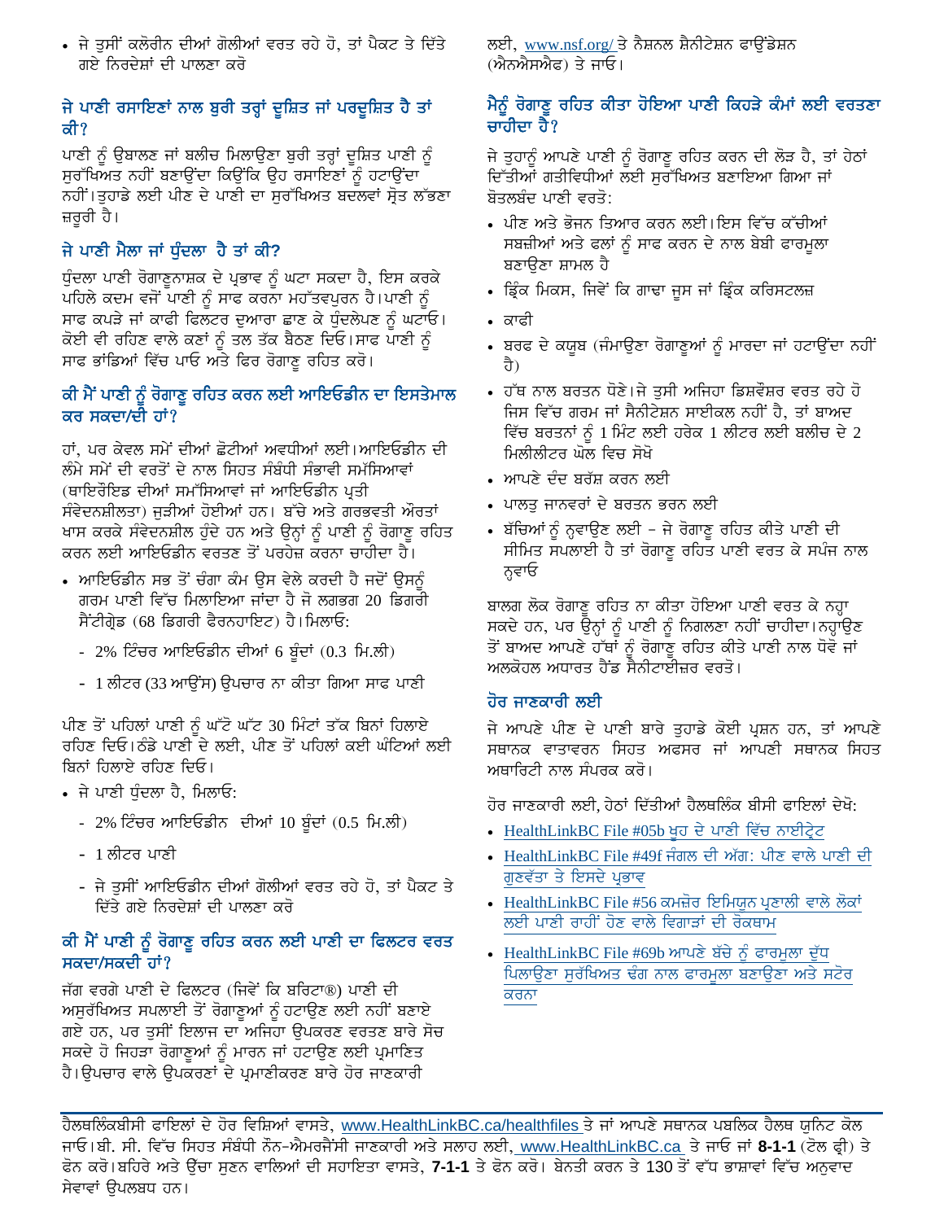- ਜੇ ਤੁਸੀਂ ਕਲੋਰੀਨ ਦੀਆਂ ਗੋਲੀਆਂ ਵਰਤ ਰਹੇ ਹੋ, ਤਾਂ ਪੈਕਟ ਤੇ ਦਿੱਤੇ ਗਏ ਨਿਰਦੇਸ਼ਾਂ ਦੀ ਪਾਲਣਾ ਕਰੋ

## ਜੇ ਪਾਣੀ ਰਸਾਇਣਾਂ ਨਾਲ ਬੁਰੀ ਤਰ੍ਹਾਂ ਦੂਸ਼ਿਤ ਜਾਂ ਪਰਦੂਸ਼ਿਤ ਹੈ ਤਾਂ ਕੀ?

ਪਾਣੀ ਨੂੰ ਉਬਾਲਣ ਜਾਂ ਬਲੀਚ ਮਿਲਾਉਣਾ ਬੁਰੀ ਤਰ੍ਹਾਂ ਦੂਸ਼ਿਤ ਪਾਣੀ ਨੂੰ ਸੁਰੱਖਿਅਤ ਨਹੀਂ ਬਣਾਉਂਦਾ ਕਿਉਂਕਿ ਉਹ ਰਸਾਇਣਾਂ ਨੂੰ ਹਟਾਉਂਦਾ ਨਹੀਂ। ਤੁਹਾਡੇ ਲਈ ਪੀਣ ਦੇ ਪਾਣੀ ਦਾ ਸੁਰੱਖਿਅਤ ਬਦਲਵਾਂ ਸ੍ਰੋਤ ਲੱਭਣਾ ਜ਼ਰੂਰੀ ਹੈ।

## ਜੇ ਪਾਣੀ ਮੈਲਾ ਜਾਂ ਧੁੰਦਲਾ ਹੈ ਤਾਂ ਕੀ?

ਧੁੰਦਲਾ ਪਾਣੀ ਰੋਗਾਣੂਨਾਸ਼ਕ ਦੇ ਪ੍ਰਭਾਵ ਨੂੰ ਘਟਾ ਸਕਦਾ ਹੈ, ਇਸ ਕਰਕੇ ਪਹਿਲੇ ਕਦਮ ਵਜੋਂ ਪਾਣੀ ਨੂੰ ਸਾਫ ਕਰਨਾ ਮਹੱਤਵਪੂਰਨ ਹੈ। ਪਾਣੀ ਨੂੰ ਸਾਫ ਕਪੜੇ ਜਾਂ ਕਾਫੀ ਫਿਲਟਰ ਦੁਆਰਾ ਛਾਣ ਕੇ ਧੁੰਦਲੇਪਣ ਨੂੰ ਘਟਾਓ। ਕੋਈ ਵੀ ਰਹਿਣ ਵਾਲੇ ਕਣਾਂ ਨੂੰ ਤਲ ਤੱਕ ਬੈਠਣ ਦਿਓ। ਸਾਫ ਪਾਣੀ ਨੂੰ ਸਾਫ ਭਾਂਡਿਆਂ ਵਿੱਚ ਪਾਓ ਅਤੇ ਫਿਰ ਰੋਗਾਣੂ ਰਹਿਤ ਕਰੋ।

## ਕੀ ਮੈਂ ਪਾਣੀ ਨੂੰ ਰੋਗਾਣੂ ਰਹਿਤ ਕਰਨ ਲਈ ਆਇਓਡੀਨ ਦਾ ਇਸਤੇਮਾਲ ਕਰ ਸਕਦਾ/ਦੀ ਹਾਂ?

ਹਾਂ, ਪਰ ਕੇਵਲ ਸਮੇਂ ਦੀਆਂ ਛੋਟੀਆਂ ਅਵਧੀਆਂ ਲਈ। ਆਇਓਡੀਨ ਦੀ ਲੰਮੇ ਸਮੇਂ ਦੀ ਵਰਤੋਂ ਦੇ ਨਾਲ ਸਿਹਤ ਸੰਬੰਧੀ ਸੰਭਾਵੀ ਸਮੱਸਿਆਵਾਂ (ਥਾਇਰੋਇਡ ਦੀਆਂ ਸਮੱਸਿਆਵਾਂ ਜਾਂ ਆਇਓਡੀਨ ਪ੍ਰਤੀ ਸੰਵੇਦਨਸ਼ੀਲਤਾ) ਜੁੜੀਆਂ ਹੋਈਆਂ ਹਨ। ਬੱਚੇ ਅਤੇ ਗਰਭਵਤੀ ਔਰਤਾਂ ਖਾਸ ਕਰਕੇ ਸੰਵੇਦਨਸ਼ੀਲ ਹੁੰਦੇ ਹਨ ਅਤੇ ਉਨ੍ਹਾਂ ਨੂੰ ਪਾਣੀ ਨੂੰ ਰੋਗਾਣੂ ਰਹਿਤ ਕਰਨ ਲਈ ਆਇਓਡੀਨ ਵਰਤਣ ਤੋਂ ਪਰਹੇਜ਼ ਕਰਨਾ ਚਾਹੀਦਾ ਹੈ।

- ਆਇਓਡੀਨ ਸਭ ਤੋਂ ਚੰਗਾ ਕੰਮ ਉਸ ਵੇਲੇ ਕਰਦੀ ਹੈ ਜਦੋਂ ਉਸਨੂੰ ਗਰਮ ਪਾਣੀ ਵਿੱਚ ਮਿਲਾਇਆ ਜਾਂਦਾ ਹੈ ਜੋ ਲਗਭਗ 20 ਡਿਗਰੀ ਸੈਂਟੀਗ੍ਰੇਡ (68 ਡਿਗਰੀ ਫੈਰਨਹਾਇਟ) ਹੈ। ਮਿਲਾਓ:
  - 2% ਟਿੰਚਰ ਆਇਓਡੀਨ ਦੀਆਂ 6 ਬੂੰਦਾਂ (0.3 ਮਿ.ਲੀ)
  - 1 ਲੀਟਰ (33 ਆਊਂਸ) ਉਪਚਾਰ ਨਾ ਕੀਤਾ ਗਿਆ ਸਾਫ ਪਾਣੀ

ਪੀਣ ਤੋਂ ਪਹਿਲਾਂ ਪਾਣੀ ਨੂੰ ਘੱਟੋ ਘੱਟ 30 ਮਿੰਟਾਂ ਤੱਕ ਬਿਨਾਂ ਹਿਲਾਏ ਰਹਿਣ ਦਿਓ। ਠੰਡੇ ਪਾਣੀ ਦੇ ਲਈ, ਪੀਣ ਤੋਂ ਪਹਿਲਾਂ ਕਈ ਘੰਟਿਆਂ ਲਈ ਬਿਨਾਂ ਹਿਲਾਏ ਰਹਿਣ ਦਿਓ।

- ਜੇ ਪਾਣੀ ਧੁੰਦਲਾ ਹੈ, ਮਿਲਾਓ:
  - 2% ਟਿੰਚਰ ਆਇਓਡੀਨ ਦੀਆਂ 10 ਬੂੰਦਾਂ (0.5 ਮਿ.ਲੀ)
  - 1 ਲੀਟਰ ਪਾਣੀ
  - ਜੇ ਤੁਸੀਂ ਆਇਓਡੀਨ ਦੀਆਂ ਗੋਲੀਆਂ ਵਰਤ ਰਹੇ ਹੋ, ਤਾਂ ਪੈਕਟ ਤੇ ਦਿੱਤੇ ਗਏ ਨਿਰਦੇਸ਼ਾਂ ਦੀ ਪਾਲਣਾ ਕਰੋ

## ਕੀ ਮੈਂ ਪਾਣੀ ਨੂੰ ਰੋਗਾਣੂ ਰਹਿਤ ਕਰਨ ਲਈ ਪਾਣੀ ਦਾ ਫਿਲਟਰ ਵਰਤ ਸਕਦਾ/ਸਕਦੀ ਹਾਂ?

ਜੱਗ ਵਰਗੇ ਪਾਣੀ ਦੇ ਫਿਲਟਰ (ਜਿਵੇਂ ਕਿ ਬਰਿਟਾ®) ਪਾਣੀ ਦੀ ਅਸੁਰੱਖਿਅਤ ਸਪਲਾਈ ਤੋਂ ਰੋਗਾਣੂਆਂ ਨੂੰ ਹਟਾਉਣ ਲਈ ਨਹੀਂ ਬਣਾਏ ਗਏ ਹਨ, ਪਰ ਤੁਸੀਂ ਇਲਾਜ ਦਾ ਅਜਿਹਾ ਉਪਕਰਣ ਵਰਤਣ ਬਾਰੇ ਸੋਚ ਸਕਦੇ ਹੋ ਜਿਹੜਾ ਰੋਗਾਣੂਆਂ ਨੂੰ ਮਾਰਨ ਜਾਂ ਹਟਾਉਣ ਲਈ ਪ੍ਰਮਾਣਿਤ ਹੈ। ਉਪਚਾਰ ਵਾਲੇ ਉਪਕਰਣਾਂ ਦੇ ਪ੍ਰਮਾਣੀਕਰਣ ਬਾਰੇ ਹੋਰ ਜਾਣਕਾਰੀ ਲਈ, [www.nsf.org/](http://www.nsf.org/) ਤੇ ਨੈਸ਼ਨਲ ਸ਼ੈਨੀਟੇਸ਼ਨ ਫਾਉਂਡੇਸ਼ਨ (ਐਨਐਸਐਫ) ਤੇ ਜਾਓ।

## ਮੈਨੂੰ ਰੋਗਾਣੂ ਰਹਿਤ ਕੀਤਾ ਹੋਇਆ ਪਾਣੀ ਕਿਹੜੇ ਕੰਮਾਂ ਲਈ ਵਰਤਣਾ ਚਾਹੀਦਾ ਹੈ?

ਜੇ ਤੁਹਾਨੂੰ ਆਪਣੇ ਪਾਣੀ ਨੂੰ ਰੋਗਾਣੂ ਰਹਿਤ ਕਰਨ ਦੀ ਲੋੜ ਹੈ, ਤਾਂ ਹੇਠਾਂ ਦਿੱਤੀਆਂ ਗਤੀਵਿਧੀਆਂ ਲਈ ਸੁਰੱਖਿਅਤ ਬਣਾਇਆ ਗਿਆ ਜਾਂ ਬੋਤਲਬੰਦ ਪਾਣੀ ਵਰਤੋ:

- ਪੀਣ ਅਤੇ ਭੋਜਨ ਤਿਆਰ ਕਰਨ ਲਈ। ਇਸ ਵਿੱਚ ਕੱਚੀਆਂ ਸਬਜ਼ੀਆਂ ਅਤੇ ਫਲਾਂ ਨੂੰ ਸਾਫ ਕਰਨ ਦੇ ਨਾਲ ਬੇਬੀ ਫਾਰਮੂਲਾ ਬਣਾਉਣਾ ਸ਼ਾਮਲ ਹੈ
- ਡ੍ਰਿੰਕ ਮਿਕਸ, ਜਿਵੇਂ ਕਿ ਗਾੜ੍ਹਾ ਜੂਸ ਜਾਂ ਡ੍ਰਿੰਕ ਕਰਿਸਟਲਜ਼
- ਕਾਫੀ
- ਬਰਫ ਦੇ ਕਯੂਬ (ਜੰਮਾਉਣਾ ਰੋਗਾਣੂਆਂ ਨੂੰ ਮਾਰਦਾ ਜਾਂ ਹਟਾਉਂਦਾ ਨਹੀਂ ਹੈ)
- ਹੱਥ ਨਾਲ ਬਰਤਨ ਧੋਣੇ। ਜੇ ਤੁਸੀ ਅਜਿਹਾ ਡਿਸ਼ਵੌਸ਼ਰ ਵਰਤ ਰਹੇ ਹੋ ਜਿਸ ਵਿੱਚ ਗਰਮ ਜਾਂ ਸੈਨੀਟੇਸ਼ਨ ਸਾਈਕਲ ਨਹੀਂ ਹੈ, ਤਾਂ ਬਾਅਦ ਵਿੱਚ ਬਰਤਨਾਂ ਨੂੰ 1 ਮਿੰਟ ਲਈ ਹਰੇਕ 1 ਲੀਟਰ ਲਈ ਬਲੀਚ ਦੇ 2 ਮਿਲੀਲੀਟਰ ਘੋਲ ਵਿਚ ਸੋਖੋ
- ਆਪਣੇ ਦੰਦ ਬਰੱਸ਼ ਕਰਨ ਲਈ
- ਪਾਲਤੂ ਜਾਨਵਰਾਂ ਦੇ ਬਰਤਨ ਭਰਨ ਲਈ
- ਬੱਚਿਆਂ ਨੂੰ ਨੁਵਾਉਣ ਲਈ – ਜੇ ਰੋਗਾਣੂ ਰਹਿਤ ਕੀਤੇ ਪਾਣੀ ਦੀ ਸੀਮਿਤ ਸਪਲਾਈ ਹੈ ਤਾਂ ਰੋਗਾਣੂ ਰਹਿਤ ਪਾਣੀ ਵਰਤ ਕੇ ਸਪੰਜ ਨਾਲ ਨੁਵਾਓ

ਬਾਲਗ ਲੋਕ ਰੋਗਾਣੂ ਰਹਿਤ ਨਾ ਕੀਤਾ ਹੋਇਆ ਪਾਣੀ ਵਰਤ ਕੇ ਨਹ੍ਹਾ ਸਕਦੇ ਹਨ, ਪਰ ਉਨ੍ਹਾਂ ਨੂੰ ਪਾਣੀ ਨੂੰ ਨਿਗਲਣਾ ਨਹੀਂ ਚਾਹੀਦਾ। ਨਹ੍ਹਾਉਣ ਤੋਂ ਬਾਅਦ ਆਪਣੇ ਹੱਥਾਂ ਨੂੰ ਰੋਗਾਣੂ ਰਹਿਤ ਕੀਤੇ ਪਾਣੀ ਨਾਲ ਧੋਵੋ ਜਾਂ ਅਲਕੋਹਲ ਅਧਾਰਤ ਹੈਂਡ ਸੈਨੀਟਾਈਜ਼ਰ ਵਰਤੋ।

## ਹੋਰ ਜਾਣਕਾਰੀ ਲਈ

ਜੇ ਆਪਣੇ ਪੀਣ ਦੇ ਪਾਣੀ ਬਾਰੇ ਤੁਹਾਡੇ ਕੋਈ ਪ੍ਰਸ਼ਨ ਹਨ, ਤਾਂ ਆਪਣੇ ਸਥਾਨਕ ਵਾਤਾਵਰਨ ਸਿਹਤ ਅਫਸਰ ਜਾਂ ਆਪਣੀ ਸਥਾਨਕ ਸਿਹਤ ਅਥਾਰਿਟੀ ਨਾਲ ਸੰਪਰਕ ਕਰੋ।

ਹੋਰ ਜਾਣਕਾਰੀ ਲਈ, ਹੇਠਾਂ ਦਿੱਤੀਆਂ ਹੈਲਥਲਿੰਕ ਬੀਸੀ ਫਾਇਲਾਂ ਦੇਖੋ:

- HealthLinkBC File #05b ਖੂਹ ਦੇ ਪਾਣੀ ਵਿੱਚ ਨਾਈਟ੍ਰੇਟ
- HealthLinkBC File #49f ਜੰਗਲ ਦੀ ਅੱਗ: ਪੀਣ ਵਾਲੇ ਪਾਣੀ ਦੀ ਗੁਣਵੱਤਾ ਤੇ ਇਸਦੇ ਪ੍ਰਭਾਵ
- HealthLinkBC File #56 ਕਮਜ਼ੋਰ ਇਮਿਯੂਨ ਪ੍ਰਣਾਲੀ ਵਾਲੇ ਲੋਕਾਂ ਲਈ ਪਾਣੀ ਰਾਹੀਂ ਹੋਣ ਵਾਲੇ ਵਿਗਾੜਾਂ ਦੀ ਰੋਕਥਾਮ
- HealthLinkBC File #69b ਆਪਣੇ ਬੱਚੇ ਨੂੰ ਫਾਰਮੂਲਾ ਦੁੱਧ ਪਿਲਾਉਣਾ ਸੁਰੱਖਿਅਤ ਢੰਗ ਨਾਲ ਫਾਰਮੂਲਾ ਬਣਾਉਣਾ ਅਤੇ ਸਟੋਰ ਕਰਨਾ

---

ਹੈਲਥਲਿੰਕਬੀਸੀ ਫਾਇਲਾਂ ਦੇ ਹੋਰ ਵਿਸ਼ਿਆਂ ਵਾਸਤੇ, [www.HealthLinkBC.ca/healthfiles](http://www.HealthLinkBC.ca/healthfiles) ਤੇ ਜਾਂ ਆਪਣੇ ਸਥਾਨਕ ਪਬਲਿਕ ਹੈਲਥ ਯੂਨਿਟ ਕੋਲ ਜਾਓ। ਬੀ. ਸੀ. ਵਿੱਚ ਸਿਹਤ ਸੰਬੰਧੀ ਨੌਨ-ਐਮਰਜੈਂਸੀ ਜਾਣਕਾਰੀ ਅਤੇ ਸਲਾਹ ਲਈ, [www.HealthLinkBC.ca](http://www.HealthLinkBC.ca) ਤੇ ਜਾਓ ਜਾਂ **8-1-1** (ਟੋਲ ਫ੍ਰੀ) ਤੇ ਫੋਨ ਕਰੋ। ਬਹਿਰੇ ਅਤੇ ਉੱਚਾ ਸੁਣਨ ਵਾਲਿਆਂ ਦੀ ਸਹਾਇਤਾ ਵਾਸਤੇ, **7-1-1** ਤੇ ਫੋਨ ਕਰੋ। ਬੇਨਤੀ ਕਰਨ ਤੇ 130 ਤੋਂ ਵੱਧ ਭਾਸ਼ਾਵਾਂ ਵਿੱਚ ਅਨੁਵਾਦ ਸੇਵਾਵਾਂ ਉਪਲਬਧ ਹਨ।